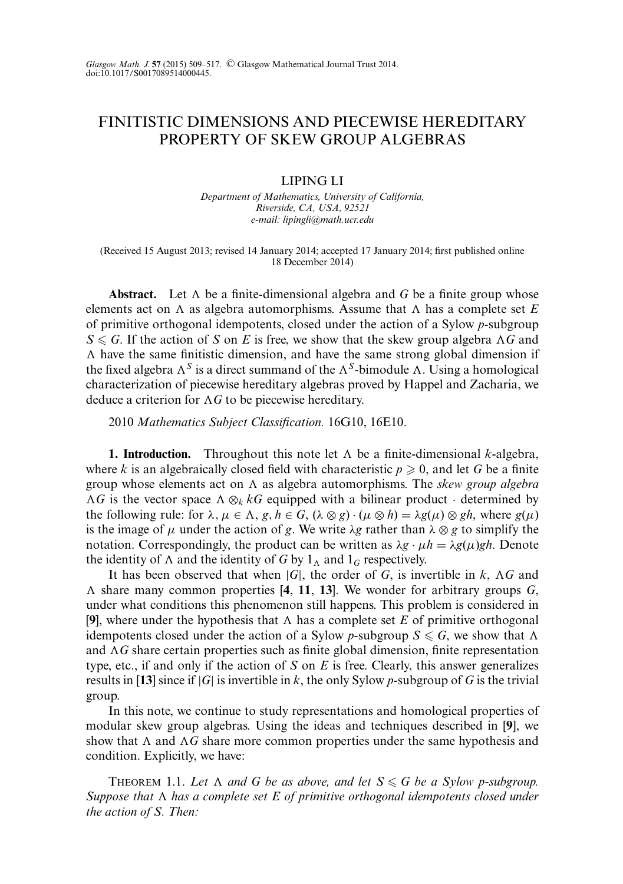# FINITISTIC DIMENSIONS AND PIECEWISE HEREDITARY PROPERTY OF SKEW GROUP ALGEBRAS

LIPING LI

*Department of Mathematics, University of California, Riverside, CA, USA, 92521*
*e-mail: lipingli@math.ucr.edu*

(Received 15 August 2013; revised 14 January 2014; accepted 17 January 2014; first published online 18 December 2014)

**Abstract.** Let $\Lambda$ be a finite-dimensional algebra and $G$ be a finite group whose elements act on $\Lambda$ as algebra automorphisms. Assume that $\Lambda$ has a complete set $E$ of primitive orthogonal idempotents, closed under the action of a Sylow $p$-subgroup $S \leqslant G$. If the action of $S$ on $E$ is free, we show that the skew group algebra $\Lambda G$ and $\Lambda$ have the same finitistic dimension, and have the same strong global dimension if the fixed algebra $\Lambda^S$ is a direct summand of the $\Lambda^S$-bimodule $\Lambda$. Using a homological characterization of piecewise hereditary algebras proved by Happel and Zacharia, we deduce a criterion for $\Lambda G$ to be piecewise hereditary.

2010 *Mathematics Subject Classification.* 16G10, 16E10.

**1. Introduction.** Throughout this note let $\Lambda$ be a finite-dimensional $k$-algebra, where $k$ is an algebraically closed field with characteristic $p \geqslant 0$, and let $G$ be a finite group whose elements act on $\Lambda$ as algebra automorphisms. The *skew group algebra* $\Lambda G$ is the vector space $\Lambda \otimes_k kG$ equipped with a bilinear product $\cdot$ determined by the following rule: for $\lambda, \mu \in \Lambda$, $g, h \in G$, $(\lambda \otimes g) \cdot (\mu \otimes h) = \lambda g(\mu) \otimes gh$, where $g(\mu)$ is the image of $\mu$ under the action of $g$. We write $\lambda g$ rather than $\lambda \otimes g$ to simplify the notation. Correspondingly, the product can be written as $\lambda g \cdot \mu h = \lambda g(\mu) gh$. Denote the identity of $\Lambda$ and the identity of $G$ by $1_\Lambda$ and $1_G$ respectively.

It has been observed that when $|G|$, the order of $G$, is invertible in $k$, $\Lambda G$ and $\Lambda$ share many common properties [**4**, **11**, **13**]. We wonder for arbitrary groups $G$, under what conditions this phenomenon still happens. This problem is considered in [**9**], where under the hypothesis that $\Lambda$ has a complete set $E$ of primitive orthogonal idempotents closed under the action of a Sylow $p$-subgroup $S \leqslant G$, we show that $\Lambda$ and $\Lambda G$ share certain properties such as finite global dimension, finite representation type, etc., if and only if the action of $S$ on $E$ is free. Clearly, this answer generalizes results in [**13**] since if $|G|$ is invertible in $k$, the only Sylow $p$-subgroup of $G$ is the trivial group.

In this note, we continue to study representations and homological properties of modular skew group algebras. Using the ideas and techniques described in [**9**], we show that $\Lambda$ and $\Lambda G$ share more common properties under the same hypothesis and condition. Explicitly, we have:

THEOREM 1.1. *Let $\Lambda$ and $G$ be as above, and let $S \leqslant G$ be a Sylow $p$-subgroup. Suppose that $\Lambda$ has a complete set $E$ of primitive orthogonal idempotents closed under the action of $S$. Then:*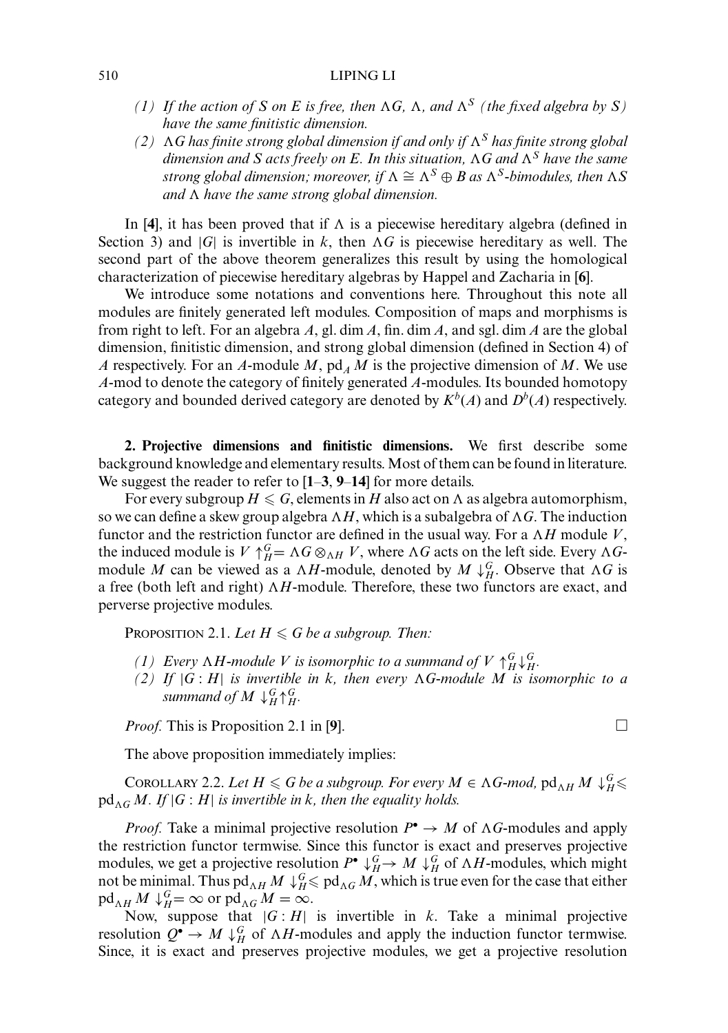(1) *If the action of $S$ on $E$ is free, then $\Lambda G$, $\Lambda$, and $\Lambda^S$ (the fixed algebra by $S$) have the same finitistic dimension.*

(2) *$\Lambda G$ has finite strong global dimension if and only if $\Lambda^S$ has finite strong global dimension and $S$ acts freely on $E$. In this situation, $\Lambda G$ and $\Lambda^S$ have the same strong global dimension; moreover, if $\Lambda \cong \Lambda^S \oplus B$ as $\Lambda^S$-bimodules, then $\Lambda S$ and $\Lambda$ have the same strong global dimension.*

In [**4**], it has been proved that if $\Lambda$ is a piecewise hereditary algebra (defined in Section 3) and $|G|$ is invertible in $k$, then $\Lambda G$ is piecewise hereditary as well. The second part of the above theorem generalizes this result by using the homological characterization of piecewise hereditary algebras by Happel and Zacharia in [**6**].

We introduce some notations and conventions here. Throughout this note all modules are finitely generated left modules. Composition of maps and morphisms is from right to left. For an algebra $A$, $\operatorname{gl.dim} A$, $\operatorname{fin.dim} A$, and $\operatorname{sgl.dim} A$ are the global dimension, finitistic dimension, and strong global dimension (defined in Section 4) of $A$ respectively. For an $A$-module $M$, $\operatorname{pd}_A M$ is the projective dimension of $M$. We use $A$-mod to denote the category of finitely generated $A$-modules. Its bounded homotopy category and bounded derived category are denoted by $K^b(A)$ and $D^b(A)$ respectively.

## 2. Projective dimensions and finitistic dimensions.

We first describe some background knowledge and elementary results. Most of them can be found in literature. We suggest the reader to refer to [**1**–**3**, **9**–**14**] for more details.

For every subgroup $H \leqslant G$, elements in $H$ also act on $\Lambda$ as algebra automorphism, so we can define a skew group algebra $\Lambda H$, which is a subalgebra of $\Lambda G$. The induction functor and the restriction functor are defined in the usual way. For a $\Lambda H$ module $V$, the induced module is $V \uparrow_H^G = \Lambda G \otimes_{\Lambda H} V$, where $\Lambda G$ acts on the left side. Every $\Lambda G$-module $M$ can be viewed as a $\Lambda H$-module, denoted by $M \downarrow_H^G$. Observe that $\Lambda G$ is a free (both left and right) $\Lambda H$-module. Therefore, these two functors are exact, and perverse projective modules.

PROPOSITION 2.1. *Let $H \leqslant G$ be a subgroup. Then:*

(1) *Every $\Lambda H$-module $V$ is isomorphic to a summand of $V \uparrow_H^G \downarrow_H^G$.*

(2) *If $|G : H|$ is invertible in $k$, then every $\Lambda G$-module $M$ is isomorphic to a summand of $M \downarrow_H^G \uparrow_H^G$.*

*Proof.* This is Proposition 2.1 in [**9**]. □

The above proposition immediately implies:

COROLLARY 2.2. *Let $H \leqslant G$ be a subgroup. For every $M \in \Lambda G$-mod, $\operatorname{pd}_{\Lambda H} M \downarrow_H^G \leqslant \operatorname{pd}_{\Lambda G} M$. If $|G : H|$ is invertible in $k$, then the equality holds.*

*Proof.* Take a minimal projective resolution $P^\bullet \to M$ of $\Lambda G$-modules and apply the restriction functor termwise. Since this functor is exact and preserves projective modules, we get a projective resolution $P^\bullet \downarrow_H^G \to M \downarrow_H^G$ of $\Lambda H$-modules, which might not be minimal. Thus $\operatorname{pd}_{\Lambda H} M \downarrow_H^G \leqslant \operatorname{pd}_{\Lambda G} M$, which is true even for the case that either $\operatorname{pd}_{\Lambda H} M \downarrow_H^G = \infty$ or $\operatorname{pd}_{\Lambda G} M = \infty$.

Now, suppose that $|G : H|$ is invertible in $k$. Take a minimal projective resolution $Q^\bullet \to M \downarrow_H^G$ of $\Lambda H$-modules and apply the induction functor termwise. Since, it is exact and preserves projective modules, we get a projective resolution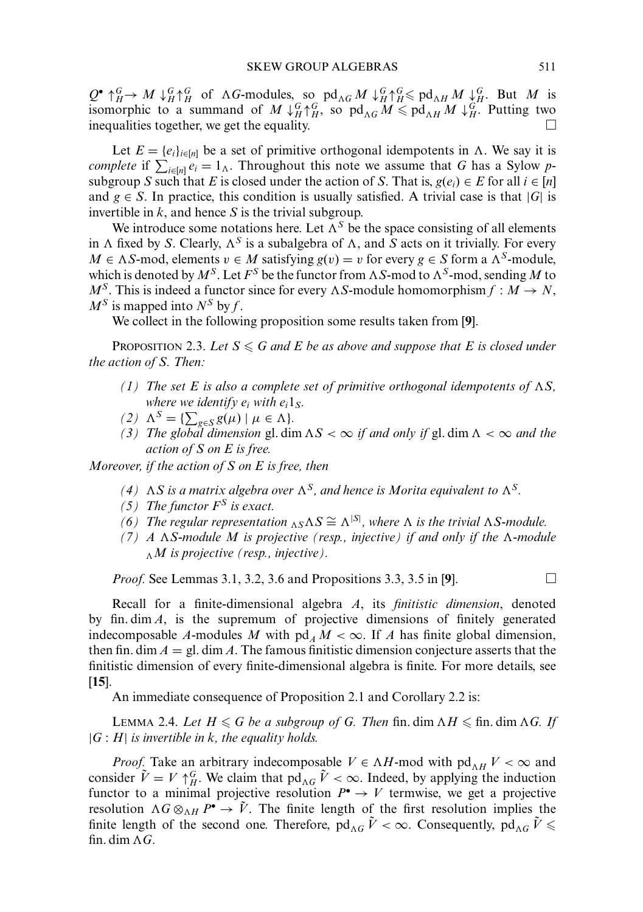$Q^\bullet \uparrow_H^G \to M \downarrow_H^G \uparrow_H^G$ of $\Lambda G$-modules, so $\mathrm{pd}_{\Lambda G} M \downarrow_H^G \uparrow_H^G \leqslant \mathrm{pd}_{\Lambda H} M \downarrow_H^G$. But $M$ is isomorphic to a summand of $M \downarrow_H^G \uparrow_H^G$, so $\mathrm{pd}_{\Lambda G} M \leqslant \mathrm{pd}_{\Lambda H} M \downarrow_H^G$. Putting two inequalities together, we get the equality. □

Let $E = \{e_i\}_{i \in [n]}$ be a set of primitive orthogonal idempotents in $\Lambda$. We say it is *complete* if $\sum_{i \in [n]} e_i = 1_\Lambda$. Throughout this note we assume that $G$ has a Sylow $p$-subgroup $S$ such that $E$ is closed under the action of $S$. That is, $g(e_i) \in E$ for all $i \in [n]$ and $g \in S$. In practice, this condition is usually satisfied. A trivial case is that $|G|$ is invertible in $k$, and hence $S$ is the trivial subgroup.

We introduce some notations here. Let $\Lambda^S$ be the space consisting of all elements in $\Lambda$ fixed by $S$. Clearly, $\Lambda^S$ is a subalgebra of $\Lambda$, and $S$ acts on it trivially. For every $M \in \Lambda S$-mod, elements $v \in M$ satisfying $g(v) = v$ for every $g \in S$ form a $\Lambda^S$-module, which is denoted by $M^S$. Let $F^S$ be the functor from $\Lambda S$-mod to $\Lambda^S$-mod, sending $M$ to $M^S$. This is indeed a functor since for every $\Lambda S$-module homomorphism $f : M \to N$, $M^S$ is mapped into $N^S$ by $f$.

We collect in the following proposition some results taken from [9].

PROPOSITION 2.3. *Let $S \leqslant G$ and $E$ be as above and suppose that $E$ is closed under the action of $S$. Then:*

- *(1) The set $E$ is also a complete set of primitive orthogonal idempotents of $\Lambda S$, where we identify $e_i$ with $e_i 1_S$.*
- *(2) $\Lambda^S = \{\sum_{g \in S} g(\mu) \mid \mu \in \Lambda\}$.*
- *(3) The global dimension $\mathrm{gl.dim}\, \Lambda S < \infty$ if and only if $\mathrm{gl.dim}\, \Lambda < \infty$ and the action of $S$ on $E$ is free.*

*Moreover, if the action of $S$ on $E$ is free, then*

- *(4) $\Lambda S$ is a matrix algebra over $\Lambda^S$, and hence is Morita equivalent to $\Lambda^S$.*
- *(5) The functor $F^S$ is exact.*
- *(6) The regular representation ${}_{\Lambda S}\Lambda S \cong \Lambda^{|S|}$, where $\Lambda$ is the trivial $\Lambda S$-module.*
- *(7) A $\Lambda S$-module $M$ is projective (resp., injective) if and only if the $\Lambda$-module ${}_\Lambda M$ is projective (resp., injective).*

*Proof.* See Lemmas 3.1, 3.2, 3.6 and Propositions 3.3, 3.5 in [9]. □

Recall for a finite-dimensional algebra $A$, its *finitistic dimension*, denoted by $\mathrm{fin.dim}\, A$, is the supremum of projective dimensions of finitely generated indecomposable $A$-modules $M$ with $\mathrm{pd}_A M < \infty$. If $A$ has finite global dimension, then $\mathrm{fin.dim}\, A = \mathrm{gl.dim}\, A$. The famous finitistic dimension conjecture asserts that the finitistic dimension of every finite-dimensional algebra is finite. For more details, see [15].

An immediate consequence of Proposition 2.1 and Corollary 2.2 is:

LEMMA 2.4. *Let $H \leqslant G$ be a subgroup of $G$. Then $\mathrm{fin.dim}\, \Lambda H \leqslant \mathrm{fin.dim}\, \Lambda G$. If $|G : H|$ is invertible in $k$, the equality holds.*

*Proof.* Take an arbitrary indecomposable $V \in \Lambda H$-mod with $\mathrm{pd}_{\Lambda H} V < \infty$ and consider $\tilde{V} = V \uparrow_H^G$. We claim that $\mathrm{pd}_{\Lambda G} \tilde{V} < \infty$. Indeed, by applying the induction functor to a minimal projective resolution $P^\bullet \to V$ termwise, we get a projective resolution $\Lambda G \otimes_{\Lambda H} P^\bullet \to \tilde{V}$. The finite length of the first resolution implies the finite length of the second one. Therefore, $\mathrm{pd}_{\Lambda G} \tilde{V} < \infty$. Consequently, $\mathrm{pd}_{\Lambda G} \tilde{V} \leqslant \mathrm{fin.dim}\, \Lambda G$.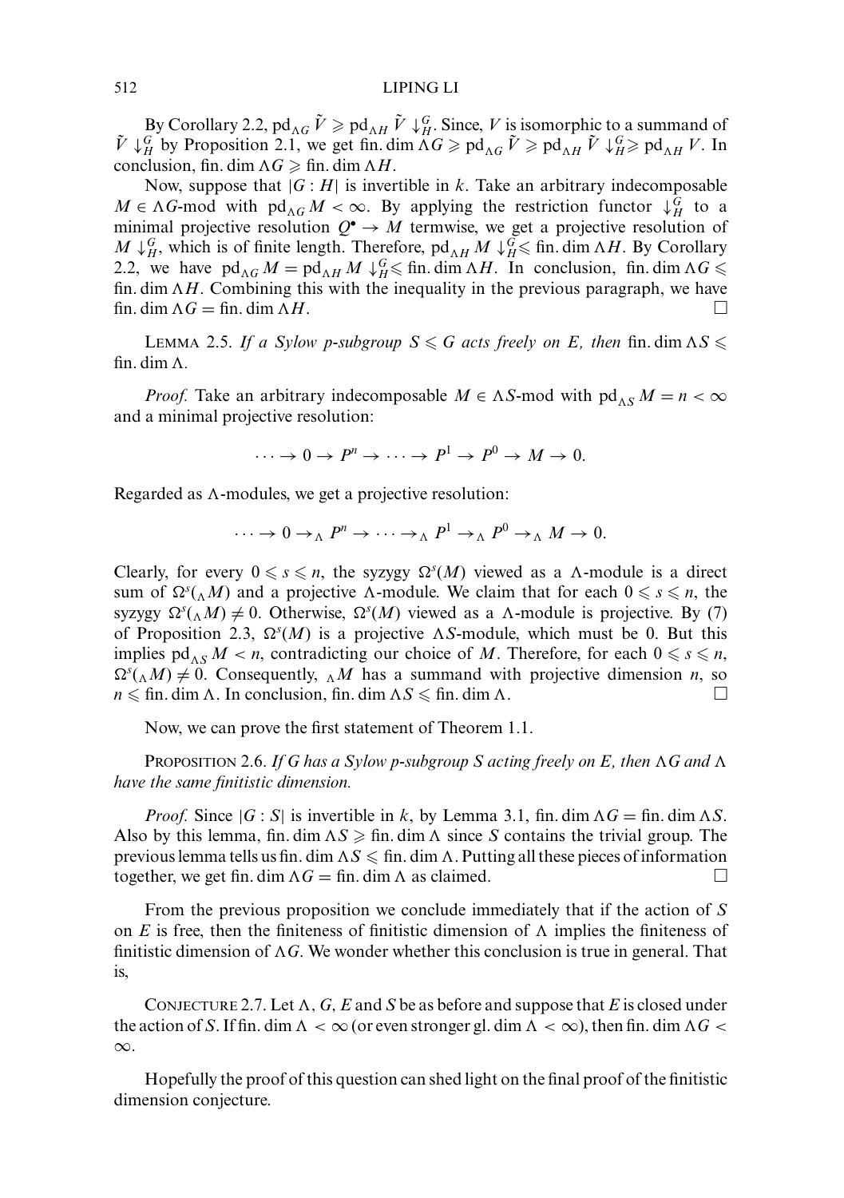By Corollary 2.2, $\mathrm{pd}_{\Lambda G} \tilde{V} \geqslant \mathrm{pd}_{\Lambda H} \tilde{V} \downarrow_H^G$. Since, $V$ is isomorphic to a summand of $\tilde{V} \downarrow_H^G$ by Proposition 2.1, we get $\mathrm{fin.dim}\, \Lambda G \geqslant \mathrm{pd}_{\Lambda G} \tilde{V} \geqslant \mathrm{pd}_{\Lambda H} \tilde{V} \downarrow_H^G \geqslant \mathrm{pd}_{\Lambda H} V$. In conclusion, $\mathrm{fin.dim}\, \Lambda G \geqslant \mathrm{fin.dim}\, \Lambda H$.

Now, suppose that $|G : H|$ is invertible in $k$. Take an arbitrary indecomposable $M \in \Lambda G$-mod with $\mathrm{pd}_{\Lambda G} M < \infty$. By applying the restriction functor $\downarrow_H^G$ to a minimal projective resolution $Q^\bullet \to M$ termwise, we get a projective resolution of $M \downarrow_H^G$, which is of finite length. Therefore, $\mathrm{pd}_{\Lambda H} M \downarrow_H^G \leqslant \mathrm{fin.dim}\, \Lambda H$. By Corollary 2.2, we have $\mathrm{pd}_{\Lambda G} M = \mathrm{pd}_{\Lambda H} M \downarrow_H^G \leqslant \mathrm{fin.dim}\, \Lambda H$. In conclusion, $\mathrm{fin.dim}\, \Lambda G \leqslant \mathrm{fin.dim}\, \Lambda H$. Combining this with the inequality in the previous paragraph, we have $\mathrm{fin.dim}\, \Lambda G = \mathrm{fin.dim}\, \Lambda H$. □

Lemma 2.5. *If a Sylow p-subgroup $S \leqslant G$ acts freely on $E$, then* $\mathrm{fin.dim}\, \Lambda S \leqslant \mathrm{fin.dim}\, \Lambda$.

*Proof.* Take an arbitrary indecomposable $M \in \Lambda S$-mod with $\mathrm{pd}_{\Lambda S} M = n < \infty$ and a minimal projective resolution:

$$\cdots \to 0 \to P^n \to \cdots \to P^1 \to P^0 \to M \to 0.$$

Regarded as $\Lambda$-modules, we get a projective resolution:

$$\cdots \to 0 \to_\Lambda P^n \to \cdots \to_\Lambda P^1 \to_\Lambda P^0 \to_\Lambda M \to 0.$$

Clearly, for every $0 \leqslant s \leqslant n$, the syzygy $\Omega^s(M)$ viewed as a $\Lambda$-module is a direct sum of $\Omega^s({}_\Lambda M)$ and a projective $\Lambda$-module. We claim that for each $0 \leqslant s \leqslant n$, the syzygy $\Omega^s({}_\Lambda M) \neq 0$. Otherwise, $\Omega^s(M)$ viewed as a $\Lambda$-module is projective. By (7) of Proposition 2.3, $\Omega^s(M)$ is a projective $\Lambda S$-module, which must be 0. But this implies $\mathrm{pd}_{\Lambda S} M < n$, contradicting our choice of $M$. Therefore, for each $0 \leqslant s \leqslant n$, $\Omega^s({}_\Lambda M) \neq 0$. Consequently, ${}_\Lambda M$ has a summand with projective dimension $n$, so $n \leqslant \mathrm{fin.dim}\, \Lambda$. In conclusion, $\mathrm{fin.dim}\, \Lambda S \leqslant \mathrm{fin.dim}\, \Lambda$. □

Now, we can prove the first statement of Theorem 1.1.

Proposition 2.6. *If $G$ has a Sylow p-subgroup $S$ acting freely on $E$, then $\Lambda G$ and $\Lambda$ have the same finitistic dimension.*

*Proof.* Since $|G : S|$ is invertible in $k$, by Lemma 3.1, $\mathrm{fin.dim}\, \Lambda G = \mathrm{fin.dim}\, \Lambda S$. Also by this lemma, $\mathrm{fin.dim}\, \Lambda S \geqslant \mathrm{fin.dim}\, \Lambda$ since $S$ contains the trivial group. The previous lemma tells us $\mathrm{fin.dim}\, \Lambda S \leqslant \mathrm{fin.dim}\, \Lambda$. Putting all these pieces of information together, we get $\mathrm{fin.dim}\, \Lambda G = \mathrm{fin.dim}\, \Lambda$ as claimed. □

From the previous proposition we conclude immediately that if the action of $S$ on $E$ is free, then the finiteness of finitistic dimension of $\Lambda$ implies the finiteness of finitistic dimension of $\Lambda G$. We wonder whether this conclusion is true in general. That is,

Conjecture 2.7. Let $\Lambda$, $G$, $E$ and $S$ be as before and suppose that $E$ is closed under the action of $S$. If $\mathrm{fin.dim}\, \Lambda < \infty$ (or even stronger $\mathrm{gl.dim}\, \Lambda < \infty$), then $\mathrm{fin.dim}\, \Lambda G < \infty$.

Hopefully the proof of this question can shed light on the final proof of the finitistic dimension conjecture.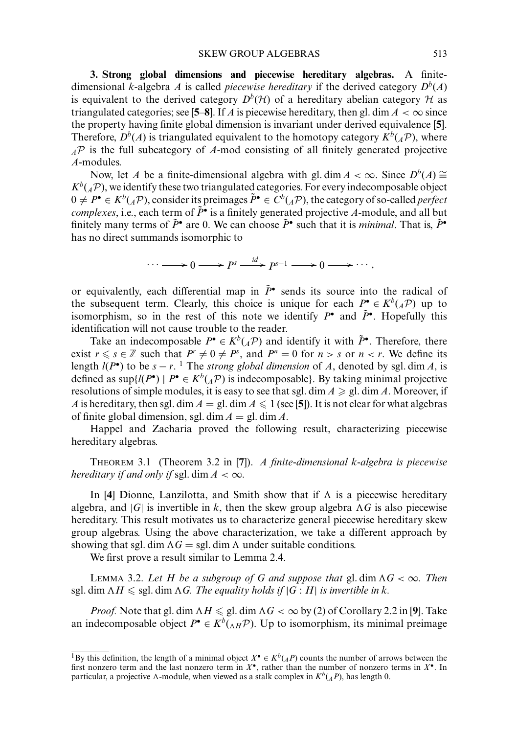**3. Strong global dimensions and piecewise hereditary algebras.** A finite-dimensional $k$-algebra $A$ is called *piecewise hereditary* if the derived category $D^b(A)$ is equivalent to the derived category $D^b(\mathcal{H})$ of a hereditary abelian category $\mathcal{H}$ as triangulated categories; see [**5**–**8**]. If $A$ is piecewise hereditary, then $\operatorname{gl.dim} A < \infty$ since the property having finite global dimension is invariant under derived equivalence [**5**]. Therefore, $D^b(A)$ is triangulated equivalent to the homotopy category $K^b({}_A\mathcal{P})$, where ${}_A\mathcal{P}$ is the full subcategory of $A$-mod consisting of all finitely generated projective $A$-modules.

Now, let $A$ be a finite-dimensional algebra with $\operatorname{gl.dim} A < \infty$. Since $D^b(A) \cong K^b({}_A\mathcal{P})$, we identify these two triangulated categories. For every indecomposable object $0 \neq P^\bullet \in K^b({}_A\mathcal{P})$, consider its preimages $\tilde{P}^\bullet \in C^b({}_A\mathcal{P})$, the category of so-called *perfect complexes*, i.e., each term of $\tilde{P}^\bullet$ is a finitely generated projective $A$-module, and all but finitely many terms of $\tilde{P}^\bullet$ are 0. We can choose $\tilde{P}^\bullet$ such that it is *minimal*. That is, $\tilde{P}^\bullet$ has no direct summands isomorphic to

$$\cdots \longrightarrow 0 \longrightarrow P^s \xrightarrow{id} P^{s+1} \longrightarrow 0 \longrightarrow \cdots,$$

or equivalently, each differential map in $\tilde{P}^\bullet$ sends its source into the radical of the subsequent term. Clearly, this choice is unique for each $P^\bullet \in K^b({}_A\mathcal{P})$ up to isomorphism, so in the rest of this note we identify $P^\bullet$ and $\tilde{P}^\bullet$. Hopefully this identification will not cause trouble to the reader.

Take an indecomposable $P^\bullet \in K^b({}_A\mathcal{P})$ and identify it with $\tilde{P}^\bullet$. Therefore, there exist $r \leqslant s \in \mathbb{Z}$ such that $P^r \neq 0 \neq P^s$, and $P^n = 0$ for $n > s$ or $n < r$. We define its length $l(P^\bullet)$ to be $s - r$. [1] The *strong global dimension* of $A$, denoted by $\operatorname{sgl.dim} A$, is defined as $\sup\{l(P^\bullet) \mid P^\bullet \in K^b({}_A\mathcal{P}) \text{ is indecomposable}\}$. By taking minimal projective resolutions of simple modules, it is easy to see that $\operatorname{sgl.dim} A \geqslant \operatorname{gl.dim} A$. Moreover, if $A$ is hereditary, then $\operatorname{sgl.dim} A = \operatorname{gl.dim} A \leqslant 1$ (see [**5**]). It is not clear for what algebras of finite global dimension, $\operatorname{sgl.dim} A = \operatorname{gl.dim} A$.

Happel and Zacharia proved the following result, characterizing piecewise hereditary algebras.

Theorem 3.1 (Theorem 3.2 in [**7**]). *A finite-dimensional $k$-algebra is piecewise hereditary if and only if* $\operatorname{sgl.dim} A < \infty$.

In [**4**] Dionne, Lanzilotta, and Smith show that if $\Lambda$ is a piecewise hereditary algebra, and $|G|$ is invertible in $k$, then the skew group algebra $\Lambda G$ is also piecewise hereditary. This result motivates us to characterize general piecewise hereditary skew group algebras. Using the above characterization, we take a different approach by showing that $\operatorname{sgl.dim} \Lambda G = \operatorname{sgl.dim} \Lambda$ under suitable conditions.

We first prove a result similar to Lemma 2.4.

Lemma 3.2. *Let $H$ be a subgroup of $G$ and suppose that $\operatorname{gl.dim} \Lambda G < \infty$. Then $\operatorname{sgl.dim} \Lambda H \leqslant \operatorname{sgl.dim} \Lambda G$. The equality holds if $|G : H|$ is invertible in $k$.*

*Proof.* Note that $\operatorname{gl.dim} \Lambda H \leqslant \operatorname{gl.dim} \Lambda G < \infty$ by (2) of Corollary 2.2 in [**9**]. Take an indecomposable object $P^\bullet \in K^b({}_{\Lambda H}\mathcal{P})$. Up to isomorphism, its minimal preimage

[1] By this definition, the length of a minimal object $X^\bullet \in K^b({}_AP)$ counts the number of arrows between the first nonzero term and the last nonzero term in $X^\bullet$, rather than the number of nonzero terms in $X^\bullet$. In particular, a projective $\Lambda$-module, when viewed as a stalk complex in $K^b({}_AP)$, has length 0.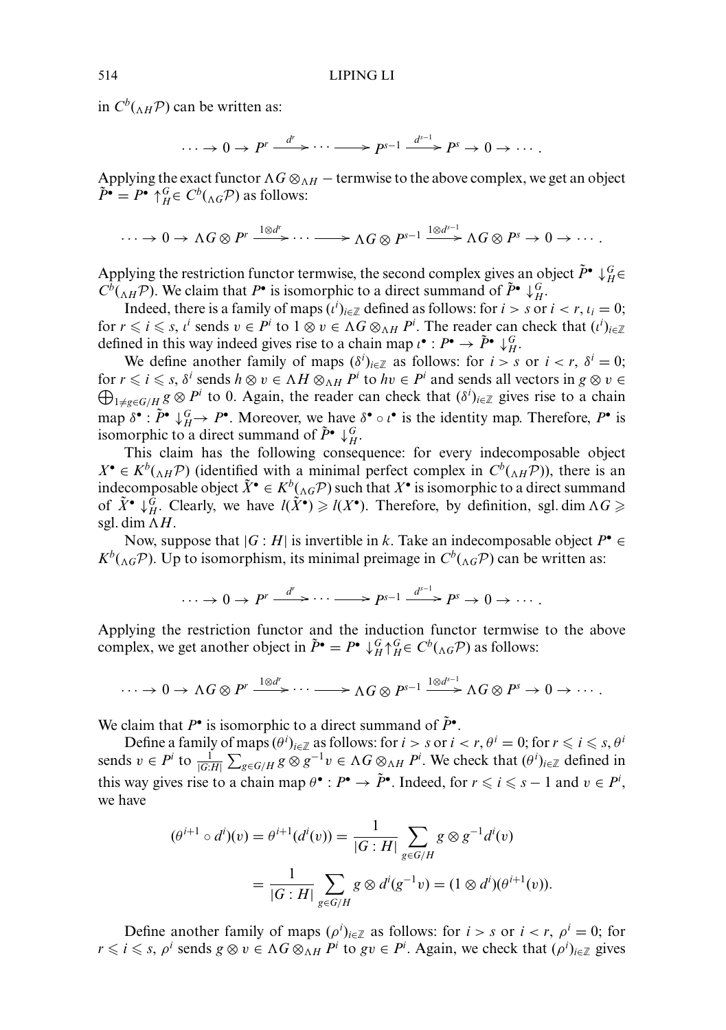in $C^b({}_{\Lambda H}\mathcal{P})$ can be written as:

$$\cdots \to 0 \to P^r \xrightarrow{d^r} \cdots \longrightarrow P^{s-1} \xrightarrow{d^{s-1}} P^s \to 0 \to \cdots.$$

Applying the exact functor $\Lambda G \otimes_{\Lambda H} -$ termwise to the above complex, we get an object $\tilde{P}^\bullet = P^\bullet \uparrow_H^G \in C^b({}_{\Lambda G}\mathcal{P})$ as follows:

$$\cdots \to 0 \to \Lambda G \otimes P^r \xrightarrow{1\otimes d^r} \cdots \longrightarrow \Lambda G \otimes P^{s-1} \xrightarrow{1\otimes d^{s-1}} \Lambda G \otimes P^s \to 0 \to \cdots.$$

Applying the restriction functor termwise, the second complex gives an object $\tilde{P}^\bullet \downarrow_H^G \in C^b({}_{\Lambda H}\mathcal{P})$. We claim that $P^\bullet$ is isomorphic to a direct summand of $\tilde{P}^\bullet \downarrow_H^G$.

Indeed, there is a family of maps $(\iota^i)_{i\in\mathbb{Z}}$ defined as follows: for $i > s$ or $i < r$, $\iota_i = 0$; for $r \leqslant i \leqslant s$, $\iota^i$ sends $v \in P^i$ to $1 \otimes v \in \Lambda G \otimes_{\Lambda H} P^i$. The reader can check that $(\iota^i)_{i\in\mathbb{Z}}$ defined in this way indeed gives rise to a chain map $\iota^\bullet : P^\bullet \to \tilde{P}^\bullet \downarrow_H^G$.

We define another family of maps $(\delta^i)_{i\in\mathbb{Z}}$ as follows: for $i > s$ or $i < r$, $\delta^i = 0$; for $r \leqslant i \leqslant s$, $\delta^i$ sends $h \otimes v \in \Lambda H \otimes_{\Lambda H} P^i$ to $hv \in P^i$ and sends all vectors in $g \otimes v \in \bigoplus_{1\neq g\in G/H} g \otimes P^i$ to 0. Again, the reader can check that $(\delta^i)_{i\in\mathbb{Z}}$ gives rise to a chain map $\delta^\bullet : \tilde{P}^\bullet \downarrow_H^G \to P^\bullet$. Moreover, we have $\delta^\bullet \circ \iota^\bullet$ is the identity map. Therefore, $P^\bullet$ is isomorphic to a direct summand of $\tilde{P}^\bullet \downarrow_H^G$.

This claim has the following consequence: for every indecomposable object $X^\bullet \in K^b({}_{\Lambda H}\mathcal{P})$ (identified with a minimal perfect complex in $C^b({}_{\Lambda H}\mathcal{P})$), there is an indecomposable object $\tilde{X}^\bullet \in K^b({}_{\Lambda G}\mathcal{P})$ such that $X^\bullet$ is isomorphic to a direct summand of $\tilde{X}^\bullet \downarrow_H^G$. Clearly, we have $l(\tilde{X}^\bullet) \geqslant l(X^\bullet)$. Therefore, by definition, sgl. dim $\Lambda G \geqslant$ sgl. dim $\Lambda H$.

Now, suppose that $|G : H|$ is invertible in $k$. Take an indecomposable object $P^\bullet \in K^b({}_{\Lambda G}\mathcal{P})$. Up to isomorphism, its minimal preimage in $C^b({}_{\Lambda G}\mathcal{P})$ can be written as:

$$\cdots \to 0 \to P^r \xrightarrow{d^r} \cdots \longrightarrow P^{s-1} \xrightarrow{d^{s-1}} P^s \to 0 \to \cdots.$$

Applying the restriction functor and the induction functor termwise to the above complex, we get another object in $\tilde{P}^\bullet = P^\bullet \downarrow_H^G \uparrow_H^G \in C^b({}_{\Lambda G}\mathcal{P})$ as follows:

$$\cdots \to 0 \to \Lambda G \otimes P^r \xrightarrow{1\otimes d^r} \cdots \longrightarrow \Lambda G \otimes P^{s-1} \xrightarrow{1\otimes d^{s-1}} \Lambda G \otimes P^s \to 0 \to \cdots.$$

We claim that $P^\bullet$ is isomorphic to a direct summand of $\tilde{P}^\bullet$.

Define a family of maps $(\theta^i)_{i\in\mathbb{Z}}$ as follows: for $i > s$ or $i < r$, $\theta^i = 0$; for $r \leqslant i \leqslant s$, $\theta^i$ sends $v \in P^i$ to $\frac{1}{|G:H|}\sum_{g\in G/H} g \otimes g^{-1}v \in \Lambda G \otimes_{\Lambda H} P^i$. We check that $(\theta^i)_{i\in\mathbb{Z}}$ defined in this way gives rise to a chain map $\theta^\bullet : P^\bullet \to \tilde{P}^\bullet$. Indeed, for $r \leqslant i \leqslant s-1$ and $v \in P^i$, we have

$$\begin{aligned}(\theta^{i+1} \circ d^i)(v) = \theta^{i+1}(d^i(v)) &= \frac{1}{|G : H|}\sum_{g\in G/H} g \otimes g^{-1}d^i(v) \\ &= \frac{1}{|G : H|}\sum_{g\in G/H} g \otimes d^i(g^{-1}v) = (1 \otimes d^i)(\theta^{i+1}(v)).\end{aligned}$$

Define another family of maps $(\rho^i)_{i\in\mathbb{Z}}$ as follows: for $i > s$ or $i < r$, $\rho^i = 0$; for $r \leqslant i \leqslant s$, $\rho^i$ sends $g \otimes v \in \Lambda G \otimes_{\Lambda H} P^i$ to $gv \in P^i$. Again, we check that $(\rho^i)_{i\in\mathbb{Z}}$ gives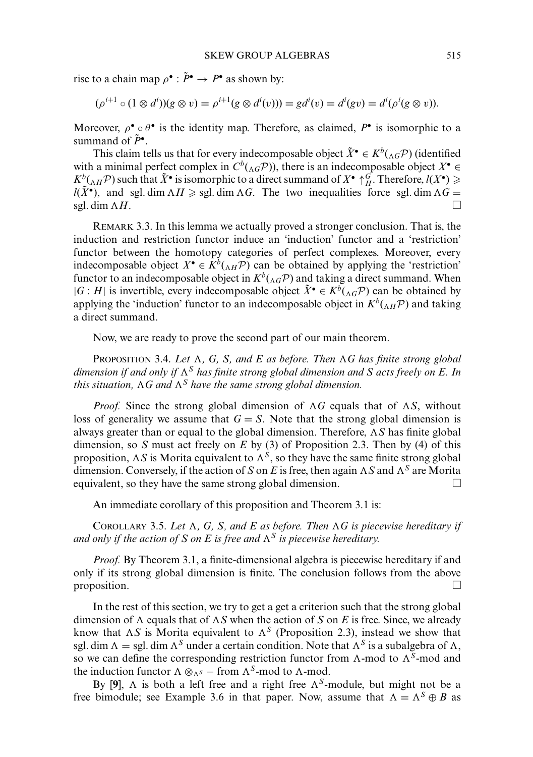rise to a chain map $\rho^\bullet : \tilde{P}^\bullet \to P^\bullet$ as shown by:

$$(\rho^{i+1} \circ (1 \otimes d^i))(g \otimes v) = \rho^{i+1}(g \otimes d^i(v))) = gd^i(v) = d^i(gv) = d^i(\rho^i(g \otimes v)).$$

Moreover, $\rho^\bullet \circ \theta^\bullet$ is the identity map. Therefore, as claimed, $P^\bullet$ is isomorphic to a summand of $\tilde{P}^\bullet$.

This claim tells us that for every indecomposable object $\tilde{X}^\bullet \in K^b({}_{\Lambda G}\mathcal{P})$ (identified with a minimal perfect complex in $C^b({}_{\Lambda G}\mathcal{P})$), there is an indecomposable object $X^\bullet \in K^b({}_{\Lambda H}\mathcal{P})$ such that $\tilde{X}^\bullet$ is isomorphic to a direct summand of $X^\bullet \uparrow_H^G$. Therefore, $l(X^\bullet) \geqslant l(\tilde{X}^\bullet)$, and sgl. dim $\Lambda H \geqslant$ sgl. dim $\Lambda G$. The two inequalities force sgl. dim $\Lambda G =$ sgl. dim $\Lambda H$. □

REMARK 3.3. In this lemma we actually proved a stronger conclusion. That is, the induction and restriction functor induce an 'induction' functor and a 'restriction' functor between the homotopy categories of perfect complexes. Moreover, every indecomposable object $X^\bullet \in K^b({}_{\Lambda H}\mathcal{P})$ can be obtained by applying the 'restriction' functor to an indecomposable object in $K^b({}_{\Lambda G}\mathcal{P})$ and taking a direct summand. When $|G : H|$ is invertible, every indecomposable object $\tilde{X}^\bullet \in K^b({}_{\Lambda G}\mathcal{P})$ can be obtained by applying the 'induction' functor to an indecomposable object in $K^b({}_{\Lambda H}\mathcal{P})$ and taking a direct summand.

Now, we are ready to prove the second part of our main theorem.

PROPOSITION 3.4. *Let $\Lambda$, $G$, $S$, and $E$ as before. Then $\Lambda G$ has finite strong global dimension if and only if $\Lambda^S$ has finite strong global dimension and $S$ acts freely on $E$. In this situation, $\Lambda G$ and $\Lambda^S$ have the same strong global dimension.*

*Proof.* Since the strong global dimension of $\Lambda G$ equals that of $\Lambda S$, without loss of generality we assume that $G = S$. Note that the strong global dimension is always greater than or equal to the global dimension. Therefore, $\Lambda S$ has finite global dimension, so $S$ must act freely on $E$ by (3) of Proposition 2.3. Then by (4) of this proposition, $\Lambda S$ is Morita equivalent to $\Lambda^S$, so they have the same finite strong global dimension. Conversely, if the action of $S$ on $E$ is free, then again $\Lambda S$ and $\Lambda^S$ are Morita equivalent, so they have the same strong global dimension. □

An immediate corollary of this proposition and Theorem 3.1 is:

COROLLARY 3.5. *Let $\Lambda$, $G$, $S$, and $E$ as before. Then $\Lambda G$ is piecewise hereditary if and only if the action of $S$ on $E$ is free and $\Lambda^S$ is piecewise hereditary.*

*Proof.* By Theorem 3.1, a finite-dimensional algebra is piecewise hereditary if and only if its strong global dimension is finite. The conclusion follows from the above proposition. □

In the rest of this section, we try to get a get a criterion such that the strong global dimension of $\Lambda$ equals that of $\Lambda S$ when the action of $S$ on $E$ is free. Since, we already know that $\Lambda S$ is Morita equivalent to $\Lambda^S$ (Proposition 2.3), instead we show that sgl. dim $\Lambda =$ sgl. dim $\Lambda^S$ under a certain condition. Note that $\Lambda^S$ is a subalgebra of $\Lambda$, so we can define the corresponding restriction functor from $\Lambda$-mod to $\Lambda^S$-mod and the induction functor $\Lambda \otimes_{\Lambda^S} -$ from $\Lambda^S$-mod to $\Lambda$-mod.

By [9], $\Lambda$ is both a left free and a right free $\Lambda^S$-module, but might not be a free bimodule; see Example 3.6 in that paper. Now, assume that $\Lambda = \Lambda^S \oplus B$ as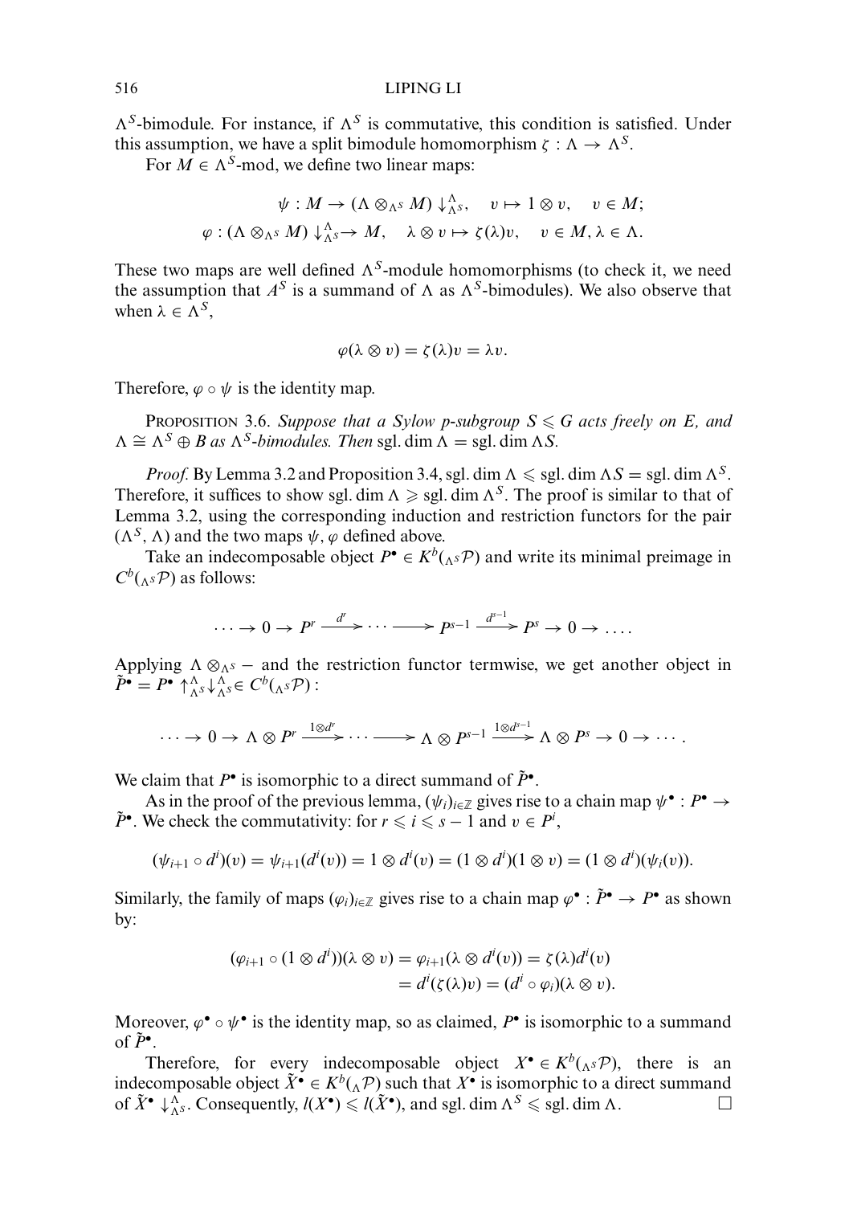$\Lambda^S$-bimodule. For instance, if $\Lambda^S$ is commutative, this condition is satisfied. Under this assumption, we have a split bimodule homomorphism $\zeta : \Lambda \to \Lambda^S$.

For $M \in \Lambda^S$-mod, we define two linear maps:

$$\psi : M \to (\Lambda \otimes_{\Lambda^S} M) \downarrow^{\Lambda}_{\Lambda^S}, \quad v \mapsto 1 \otimes v, \quad v \in M;$$
$$\varphi : (\Lambda \otimes_{\Lambda^S} M) \downarrow^{\Lambda}_{\Lambda^S} \to M, \quad \lambda \otimes v \mapsto \zeta(\lambda)v, \quad v \in M, \lambda \in \Lambda.$$

These two maps are well defined $\Lambda^S$-module homomorphisms (to check it, we need the assumption that $A^S$ is a summand of $\Lambda$ as $\Lambda^S$-bimodules). We also observe that when $\lambda \in \Lambda^S$,

$$\varphi(\lambda \otimes v) = \zeta(\lambda)v = \lambda v.$$

Therefore, $\varphi \circ \psi$ is the identity map.

Proposition 3.6. *Suppose that a Sylow p-subgroup $S \leqslant G$ acts freely on $E$, and $\Lambda \cong \Lambda^S \oplus B$ as $\Lambda^S$-bimodules. Then* $\mathrm{sgl.dim}\,\Lambda = \mathrm{sgl.dim}\,\Lambda S$.

*Proof.* By Lemma 3.2 and Proposition 3.4, $\mathrm{sgl.dim}\,\Lambda \leqslant \mathrm{sgl.dim}\,\Lambda S = \mathrm{sgl.dim}\,\Lambda^S$. Therefore, it suffices to show $\mathrm{sgl.dim}\,\Lambda \geqslant \mathrm{sgl.dim}\,\Lambda^S$. The proof is similar to that of Lemma 3.2, using the corresponding induction and restriction functors for the pair $(\Lambda^S, \Lambda)$ and the two maps $\psi, \varphi$ defined above.

Take an indecomposable object $P^\bullet \in K^b({}_{\Lambda^S}\mathcal{P})$ and write its minimal preimage in $C^b({}_{\Lambda^S}\mathcal{P})$ as follows:

$$\cdots \to 0 \to P^r \xrightarrow{d^r} \cdots \longrightarrow P^{s-1} \xrightarrow{d^{s-1}} P^s \to 0 \to \cdots.$$

Applying $\Lambda \otimes_{\Lambda^S} -$ and the restriction functor termwise, we get another object in $\tilde{P}^\bullet = P^\bullet \uparrow^{\Lambda}_{\Lambda^S} \downarrow^{\Lambda}_{\Lambda^S} \in C^b({}_{\Lambda^S}\mathcal{P})$ :

$$\cdots \to 0 \to \Lambda \otimes P^r \xrightarrow{1\otimes d^r} \cdots \longrightarrow \Lambda \otimes P^{s-1} \xrightarrow{1\otimes d^{s-1}} \Lambda \otimes P^s \to 0 \to \cdots.$$

We claim that $P^\bullet$ is isomorphic to a direct summand of $\tilde{P}^\bullet$.

As in the proof of the previous lemma, $(\psi_i)_{i\in\mathbb{Z}}$ gives rise to a chain map $\psi^\bullet : P^\bullet \to \tilde{P}^\bullet$. We check the commutativity: for $r \leqslant i \leqslant s-1$ and $v \in P^i$,

$$(\psi_{i+1} \circ d^i)(v) = \psi_{i+1}(d^i(v)) = 1 \otimes d^i(v) = (1 \otimes d^i)(1 \otimes v) = (1 \otimes d^i)(\psi_i(v)).$$

Similarly, the family of maps $(\varphi_i)_{i\in\mathbb{Z}}$ gives rise to a chain map $\varphi^\bullet : \tilde{P}^\bullet \to P^\bullet$ as shown by:

$$\begin{aligned}(\varphi_{i+1} \circ (1 \otimes d^i))(\lambda \otimes v) &= \varphi_{i+1}(\lambda \otimes d^i(v)) = \zeta(\lambda)d^i(v) \\ &= d^i(\zeta(\lambda)v) = (d^i \circ \varphi_i)(\lambda \otimes v).\end{aligned}$$

Moreover, $\varphi^\bullet \circ \psi^\bullet$ is the identity map, so as claimed, $P^\bullet$ is isomorphic to a summand of $\tilde{P}^\bullet$.

Therefore, for every indecomposable object $X^\bullet \in K^b({}_{\Lambda^S}\mathcal{P})$, there is an indecomposable object $\tilde{X}^\bullet \in K^b({}_{\Lambda}\mathcal{P})$ such that $X^\bullet$ is isomorphic to a direct summand of $\tilde{X}^\bullet \downarrow^{\Lambda}_{\Lambda^S}$. Consequently, $l(X^\bullet) \leqslant l(\tilde{X}^\bullet)$, and $\mathrm{sgl.dim}\,\Lambda^S \leqslant \mathrm{sgl.dim}\,\Lambda$. $\square$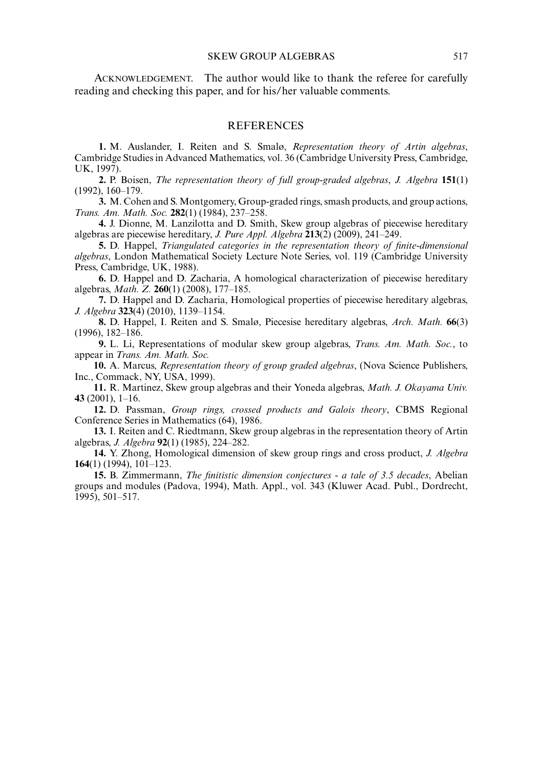Acknowledgement. The author would like to thank the referee for carefully reading and checking this paper, and for his/her valuable comments.

## REFERENCES

**1.** M. Auslander, I. Reiten and S. Smalø, *Representation theory of Artin algebras*, Cambridge Studies in Advanced Mathematics, vol. 36 (Cambridge University Press, Cambridge, UK, 1997).

**2.** P. Boisen, *The representation theory of full group-graded algebras*, *J. Algebra* **151**(1) (1992), 160–179.

**3.** M. Cohen and S. Montgomery, Group-graded rings, smash products, and group actions, *Trans. Am. Math. Soc.* **282**(1) (1984), 237–258.

**4.** J. Dionne, M. Lanzilotta and D. Smith, Skew group algebras of piecewise hereditary algebras are piecewise hereditary, *J. Pure Appl. Algebra* **213**(2) (2009), 241–249.

**5.** D. Happel, *Triangulated categories in the representation theory of finite-dimensional algebras*, London Mathematical Society Lecture Note Series, vol. 119 (Cambridge University Press, Cambridge, UK, 1988).

**6.** D. Happel and D. Zacharia, A homological characterization of piecewise hereditary algebras, *Math. Z.* **260**(1) (2008), 177–185.

**7.** D. Happel and D. Zacharia, Homological properties of piecewise hereditary algebras, *J. Algebra* **323**(4) (2010), 1139–1154.

**8.** D. Happel, I. Reiten and S. Smalø, Piecesise hereditary algebras, *Arch. Math.* **66**(3) (1996), 182–186.

**9.** L. Li, Representations of modular skew group algebras, *Trans. Am. Math. Soc.*, to appear in *Trans. Am. Math. Soc.*

**10.** A. Marcus, *Representation theory of group graded algebras*, (Nova Science Publishers, Inc., Commack, NY, USA, 1999).

**11.** R. Martinez, Skew group algebras and their Yoneda algebras, *Math. J. Okayama Univ.* **43** (2001), 1–16.

**12.** D. Passman, *Group rings, crossed products and Galois theory*, CBMS Regional Conference Series in Mathematics (64), 1986.

**13.** I. Reiten and C. Riedtmann, Skew group algebras in the representation theory of Artin algebras, *J. Algebra* **92**(1) (1985), 224–282.

**14.** Y. Zhong, Homological dimension of skew group rings and cross product, *J. Algebra* **164**(1) (1994), 101–123.

**15.** B. Zimmermann, *The finitistic dimension conjectures - a tale of 3.5 decades*, Abelian groups and modules (Padova, 1994), Math. Appl., vol. 343 (Kluwer Acad. Publ., Dordrecht, 1995), 501–517.